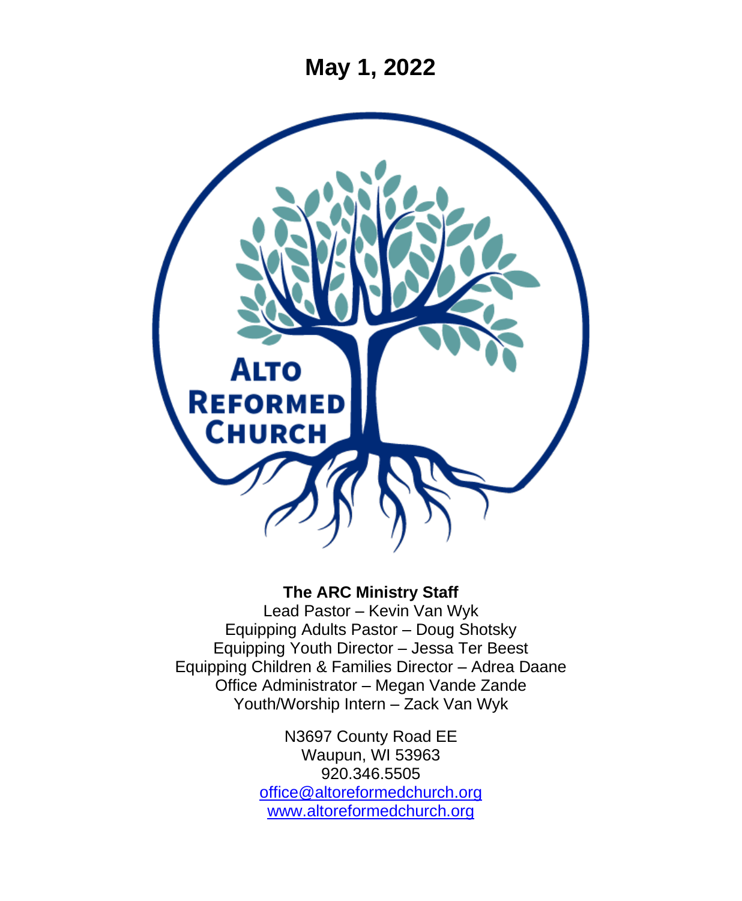# May 1, 2022

ALTO REFORMED CHURCH

**The ARC Ministry Staff**

Lead Pastor – Kevin Van Wyk
Equipping Adults Pastor – Doug Shotsky
Equipping Youth Director – Jessa Ter Beest
Equipping Children & Families Director – Adrea Daane
Office Administrator – Megan Vande Zande
Youth/Worship Intern – Zack Van Wyk

N3697 County Road EE
Waupun, WI 53963
920.346.5505
office@altoreformedchurch.org
www.altoreformedchurch.org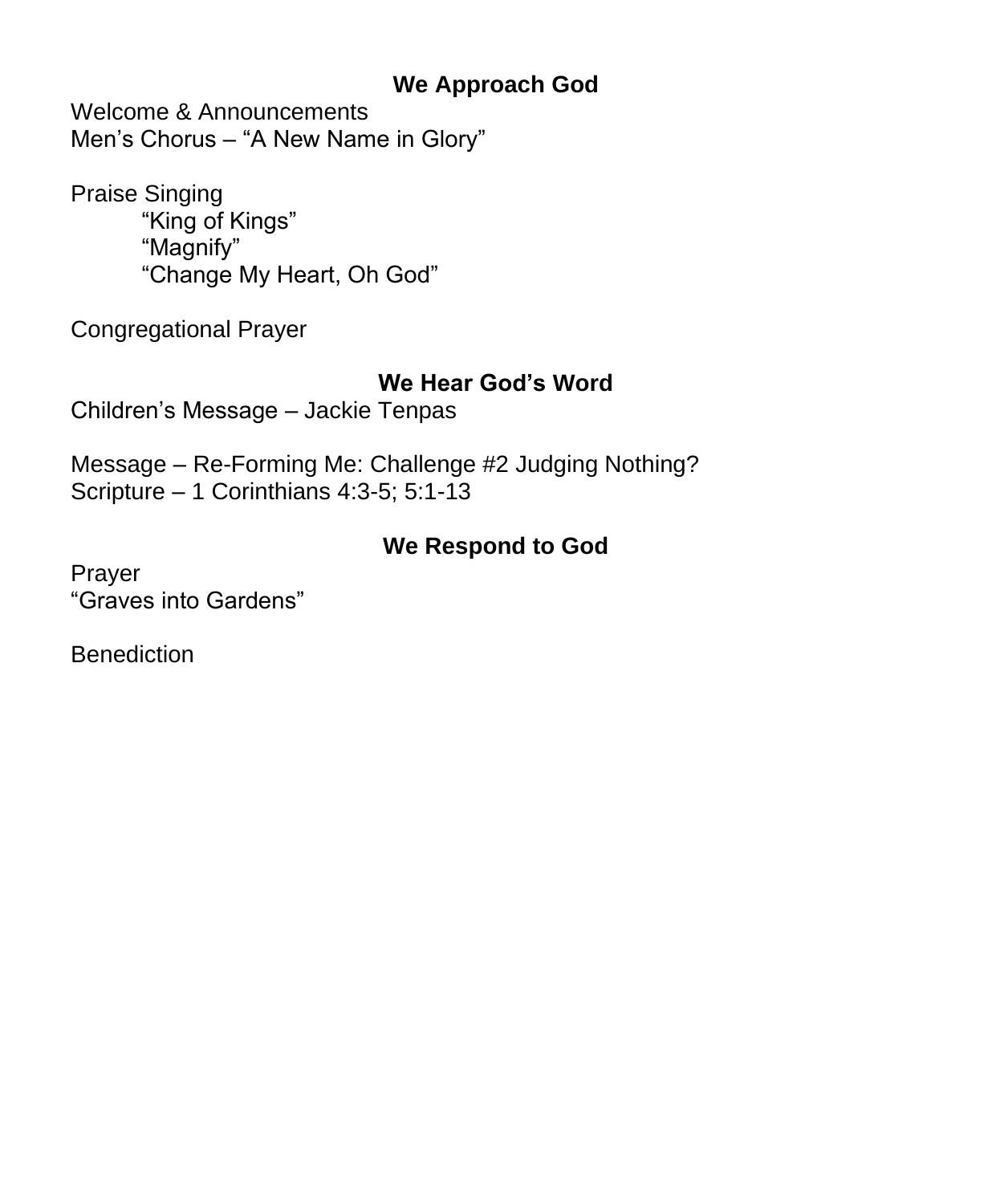## We Approach God

Welcome & Announcements
Men's Chorus – "A New Name in Glory"

Praise Singing
- "King of Kings"
- "Magnify"
- "Change My Heart, Oh God"

Congregational Prayer

## We Hear God's Word

Children's Message – Jackie Tenpas

Message – Re-Forming Me: Challenge #2 Judging Nothing?
Scripture – 1 Corinthians 4:3-5; 5:1-13

## We Respond to God

Prayer
"Graves into Gardens"

Benediction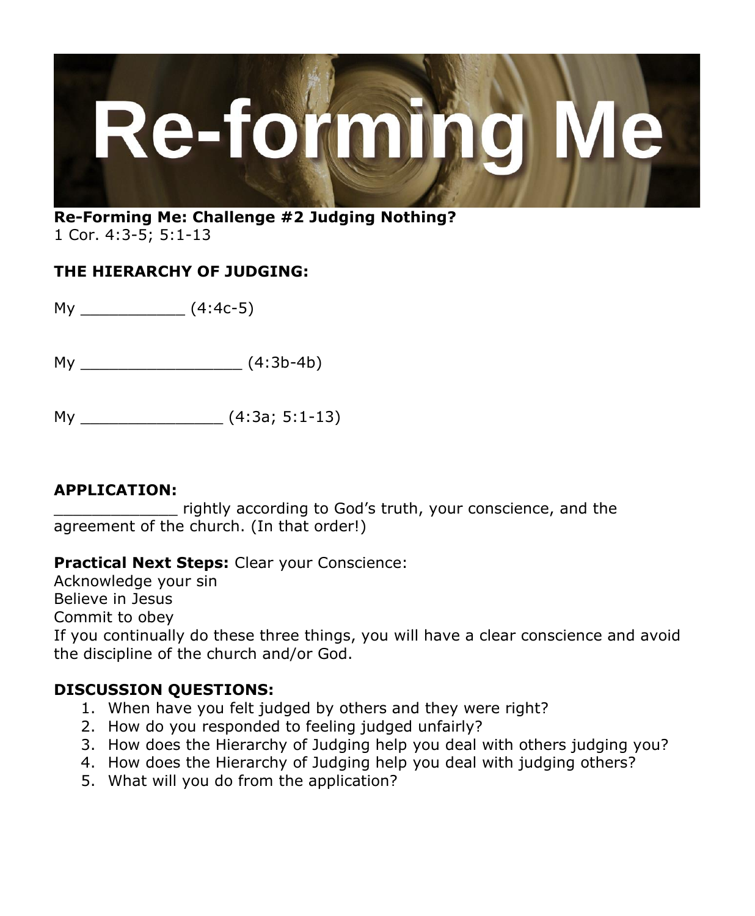# Re-forming Me

**Re-Forming Me: Challenge #2 Judging Nothing?**
1 Cor. 4:3-5; 5:1-13

**THE HIERARCHY OF JUDGING:**

My ___________ (4:4c-5)

My _________________ (4:3b-4b)

My _______________ (4:3a; 5:1-13)

**APPLICATION:**
_____________ rightly according to God's truth, your conscience, and the agreement of the church. (In that order!)

**Practical Next Steps:** Clear your Conscience:
Acknowledge your sin
Believe in Jesus
Commit to obey
If you continually do these three things, you will have a clear conscience and avoid the discipline of the church and/or God.

**DISCUSSION QUESTIONS:**

1. When have you felt judged by others and they were right?
2. How do you responded to feeling judged unfairly?
3. How does the Hierarchy of Judging help you deal with others judging you?
4. How does the Hierarchy of Judging help you deal with judging others?
5. What will you do from the application?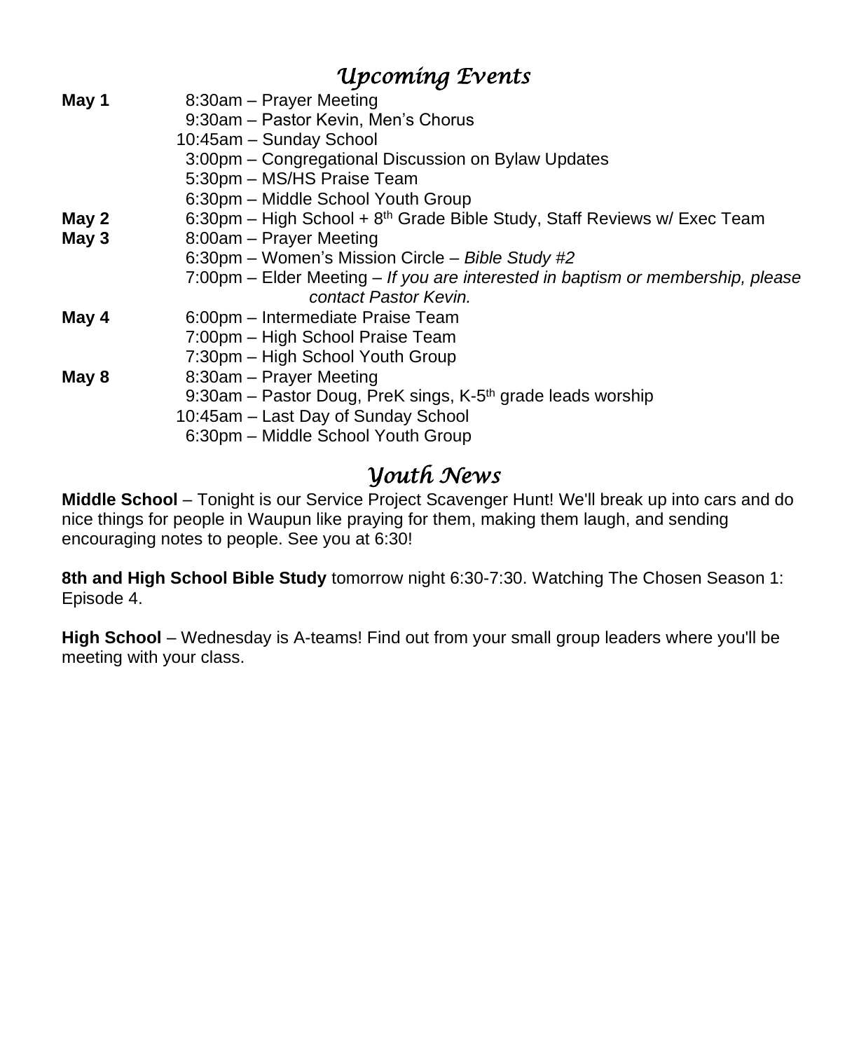## *Upcoming Events*

**May 1**
- 8:30am – Prayer Meeting
- 9:30am – Pastor Kevin, Men's Chorus
- 10:45am – Sunday School
- 3:00pm – Congregational Discussion on Bylaw Updates
- 5:30pm – MS/HS Praise Team
- 6:30pm – Middle School Youth Group

**May 2**
- 6:30pm – High School + 8th Grade Bible Study, Staff Reviews w/ Exec Team

**May 3**
- 8:00am – Prayer Meeting
- 6:30pm – Women's Mission Circle – *Bible Study #2*
- 7:00pm – Elder Meeting – *If you are interested in baptism or membership, please contact Pastor Kevin.*

**May 4**
- 6:00pm – Intermediate Praise Team
- 7:00pm – High School Praise Team
- 7:30pm – High School Youth Group

**May 8**
- 8:30am – Prayer Meeting
- 9:30am – Pastor Doug, PreK sings, K-5th grade leads worship
- 10:45am – Last Day of Sunday School
- 6:30pm – Middle School Youth Group

## *Youth News*

**Middle School** – Tonight is our Service Project Scavenger Hunt! We'll break up into cars and do nice things for people in Waupun like praying for them, making them laugh, and sending encouraging notes to people. See you at 6:30!

**8th and High School Bible Study** tomorrow night 6:30-7:30. Watching The Chosen Season 1: Episode 4.

**High School** – Wednesday is A-teams! Find out from your small group leaders where you'll be meeting with your class.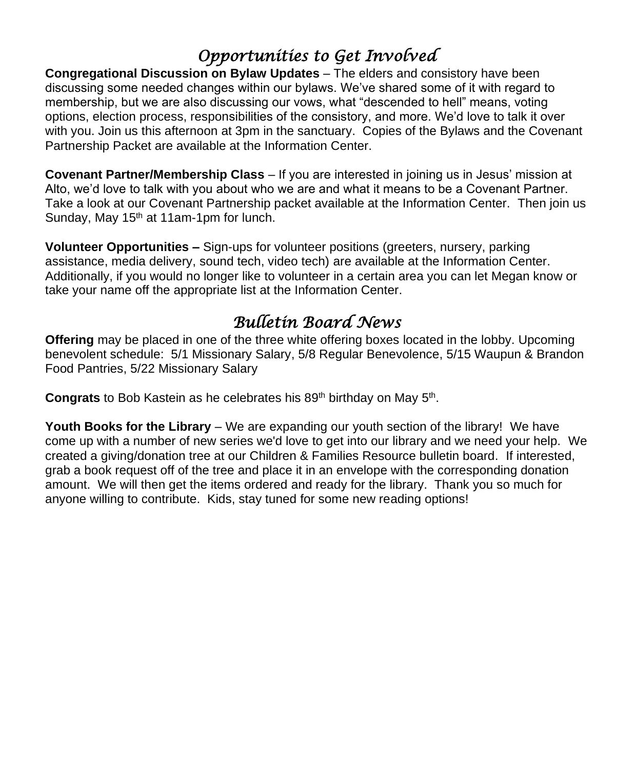## *Opportunities to Get Involved*

**Congregational Discussion on Bylaw Updates** – The elders and consistory have been discussing some needed changes within our bylaws. We've shared some of it with regard to membership, but we are also discussing our vows, what "descended to hell" means, voting options, election process, responsibilities of the consistory, and more. We'd love to talk it over with you. Join us this afternoon at 3pm in the sanctuary. Copies of the Bylaws and the Covenant Partnership Packet are available at the Information Center.

**Covenant Partner/Membership Class** – If you are interested in joining us in Jesus' mission at Alto, we'd love to talk with you about who we are and what it means to be a Covenant Partner. Take a look at our Covenant Partnership packet available at the Information Center. Then join us Sunday, May 15th at 11am-1pm for lunch.

**Volunteer Opportunities –** Sign-ups for volunteer positions (greeters, nursery, parking assistance, media delivery, sound tech, video tech) are available at the Information Center. Additionally, if you would no longer like to volunteer in a certain area you can let Megan know or take your name off the appropriate list at the Information Center.

## *Bulletin Board News*

**Offering** may be placed in one of the three white offering boxes located in the lobby. Upcoming benevolent schedule: 5/1 Missionary Salary, 5/8 Regular Benevolence, 5/15 Waupun & Brandon Food Pantries, 5/22 Missionary Salary

**Congrats** to Bob Kastein as he celebrates his 89th birthday on May 5th.

**Youth Books for the Library** – We are expanding our youth section of the library! We have come up with a number of new series we'd love to get into our library and we need your help. We created a giving/donation tree at our Children & Families Resource bulletin board. If interested, grab a book request off of the tree and place it in an envelope with the corresponding donation amount. We will then get the items ordered and ready for the library. Thank you so much for anyone willing to contribute. Kids, stay tuned for some new reading options!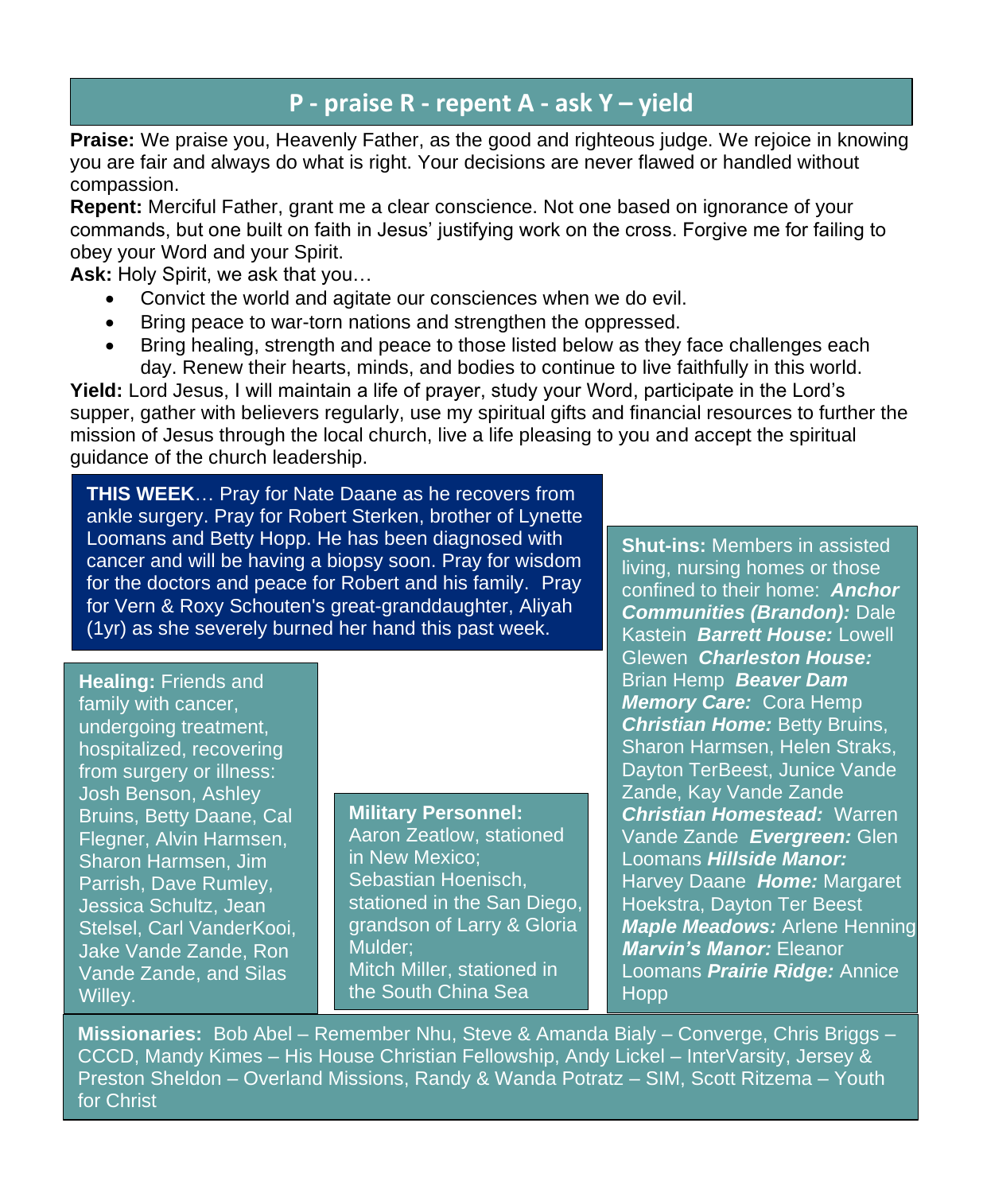## P - praise R - repent A - ask Y – yield

**Praise:** We praise you, Heavenly Father, as the good and righteous judge. We rejoice in knowing you are fair and always do what is right. Your decisions are never flawed or handled without compassion.

**Repent:** Merciful Father, grant me a clear conscience. Not one based on ignorance of your commands, but one built on faith in Jesus' justifying work on the cross. Forgive me for failing to obey your Word and your Spirit.

**Ask:** Holy Spirit, we ask that you…

- Convict the world and agitate our consciences when we do evil.
- Bring peace to war-torn nations and strengthen the oppressed.
- Bring healing, strength and peace to those listed below as they face challenges each day. Renew their hearts, minds, and bodies to continue to live faithfully in this world.

**Yield:** Lord Jesus, I will maintain a life of prayer, study your Word, participate in the Lord's supper, gather with believers regularly, use my spiritual gifts and financial resources to further the mission of Jesus through the local church, live a life pleasing to you and accept the spiritual guidance of the church leadership.

**THIS WEEK**… Pray for Nate Daane as he recovers from ankle surgery. Pray for Robert Sterken, brother of Lynette Loomans and Betty Hopp. He has been diagnosed with cancer and will be having a biopsy soon. Pray for wisdom for the doctors and peace for Robert and his family. Pray for Vern & Roxy Schouten's great-granddaughter, Aliyah (1yr) as she severely burned her hand this past week.

**Healing:** Friends and family with cancer, undergoing treatment, hospitalized, recovering from surgery or illness: Josh Benson, Ashley Bruins, Betty Daane, Cal Flegner, Alvin Harmsen, Sharon Harmsen, Jim Parrish, Dave Rumley, Jessica Schultz, Jean Stelsel, Carl VanderKooi, Jake Vande Zande, Ron Vande Zande, and Silas Willey.

**Military Personnel:**
Aaron Zeatlow, stationed in New Mexico;
Sebastian Hoenisch, stationed in the San Diego, grandson of Larry & Gloria Mulder;
Mitch Miller, stationed in the South China Sea

**Shut-ins:** Members in assisted living, nursing homes or those confined to their home: ***Anchor Communities (Brandon):*** Dale Kastein ***Barrett House:*** Lowell Glewen ***Charleston House:*** Brian Hemp ***Beaver Dam Memory Care:*** Cora Hemp ***Christian Home:*** Betty Bruins, Sharon Harmsen, Helen Straks, Dayton TerBeest, Junice Vande Zande, Kay Vande Zande ***Christian Homestead:*** Warren Vande Zande ***Evergreen:*** Glen Loomans ***Hillside Manor:*** Harvey Daane ***Home:*** Margaret Hoekstra, Dayton Ter Beest ***Maple Meadows:*** Arlene Henning ***Marvin's Manor:*** Eleanor Loomans ***Prairie Ridge:*** Annice Hopp

**Missionaries:** Bob Abel – Remember Nhu, Steve & Amanda Bialy – Converge, Chris Briggs – CCCD, Mandy Kimes – His House Christian Fellowship, Andy Lickel – InterVarsity, Jersey & Preston Sheldon – Overland Missions, Randy & Wanda Potratz – SIM, Scott Ritzema – Youth for Christ